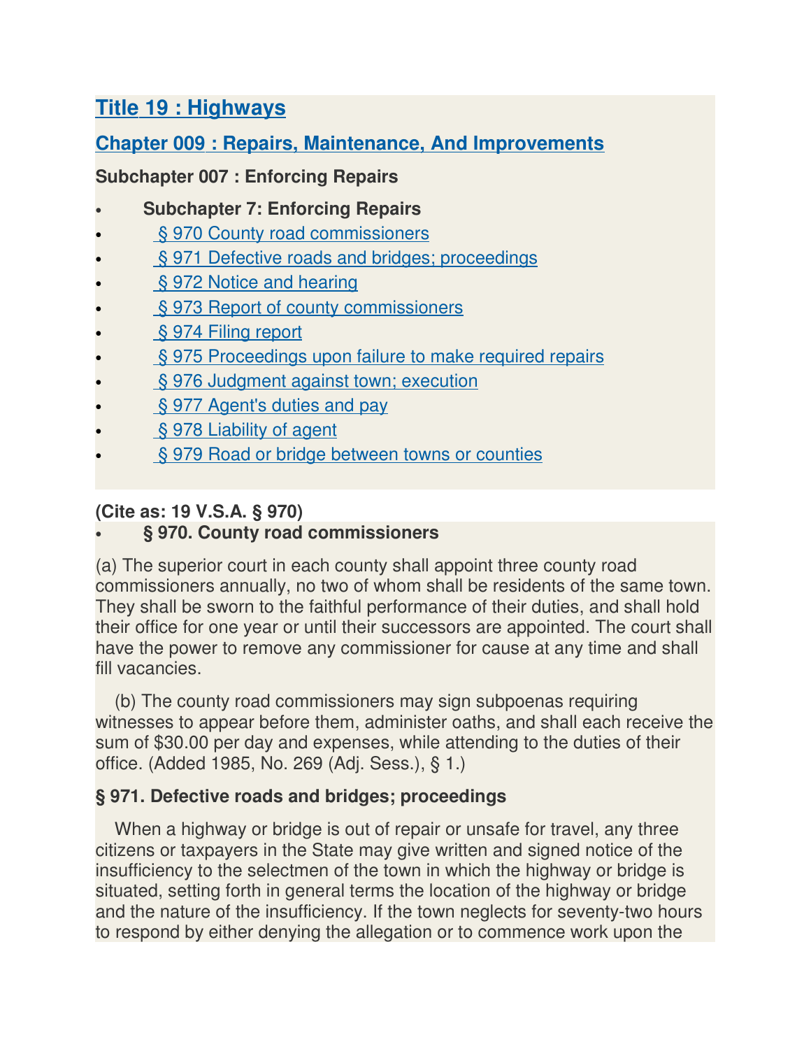## Title 19 : Highways

## Chapter 009 : Repairs, Maintenance, And Improvements

**Subchapter 007 : Enforcing Repairs**

- **Subchapter 7: Enforcing Repairs**
- § 970 County road commissioners
- § 971 Defective roads and bridges; proceedings
- § 972 Notice and hearing
- § 973 Report of county commissioners
- § 974 Filing report
- § 975 Proceedings upon failure to make required repairs
- § 976 Judgment against town; execution
- § 977 Agent's duties and pay
- § 978 Liability of agent
- § 979 Road or bridge between towns or counties

**(Cite as: 19 V.S.A. § 970)**

- **§ 970. County road commissioners**

(a) The superior court in each county shall appoint three county road commissioners annually, no two of whom shall be residents of the same town. They shall be sworn to the faithful performance of their duties, and shall hold their office for one year or until their successors are appointed. The court shall have the power to remove any commissioner for cause at any time and shall fill vacancies.

(b) The county road commissioners may sign subpoenas requiring witnesses to appear before them, administer oaths, and shall each receive the sum of $30.00 per day and expenses, while attending to the duties of their office. (Added 1985, No. 269 (Adj. Sess.), § 1.)

**§ 971. Defective roads and bridges; proceedings**

When a highway or bridge is out of repair or unsafe for travel, any three citizens or taxpayers in the State may give written and signed notice of the insufficiency to the selectmen of the town in which the highway or bridge is situated, setting forth in general terms the location of the highway or bridge and the nature of the insufficiency. If the town neglects for seventy-two hours to respond by either denying the allegation or to commence work upon the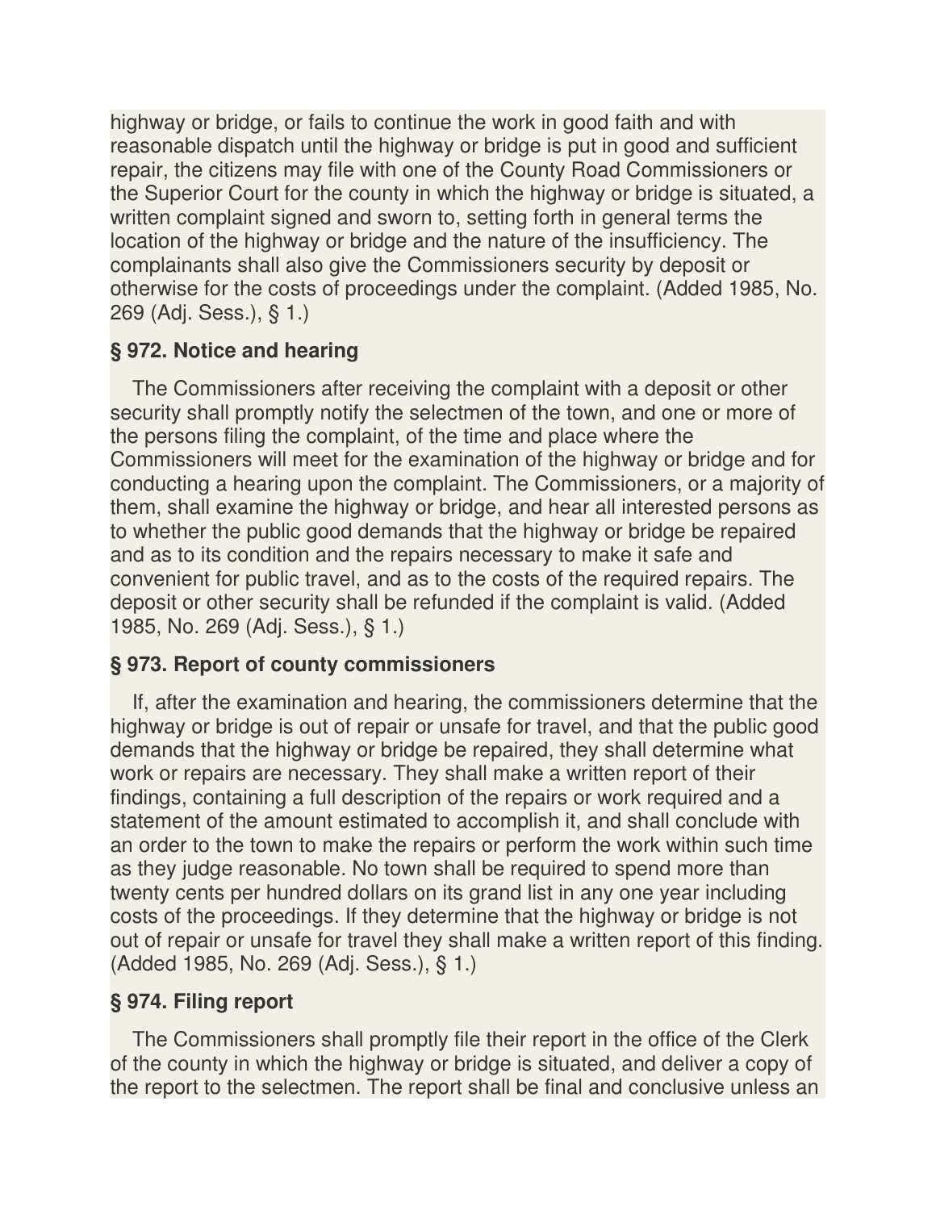highway or bridge, or fails to continue the work in good faith and with reasonable dispatch until the highway or bridge is put in good and sufficient repair, the citizens may file with one of the County Road Commissioners or the Superior Court for the county in which the highway or bridge is situated, a written complaint signed and sworn to, setting forth in general terms the location of the highway or bridge and the nature of the insufficiency. The complainants shall also give the Commissioners security by deposit or otherwise for the costs of proceedings under the complaint. (Added 1985, No. 269 (Adj. Sess.), § 1.)

### § 972. Notice and hearing

The Commissioners after receiving the complaint with a deposit or other security shall promptly notify the selectmen of the town, and one or more of the persons filing the complaint, of the time and place where the Commissioners will meet for the examination of the highway or bridge and for conducting a hearing upon the complaint. The Commissioners, or a majority of them, shall examine the highway or bridge, and hear all interested persons as to whether the public good demands that the highway or bridge be repaired and as to its condition and the repairs necessary to make it safe and convenient for public travel, and as to the costs of the required repairs. The deposit or other security shall be refunded if the complaint is valid. (Added 1985, No. 269 (Adj. Sess.), § 1.)

### § 973. Report of county commissioners

If, after the examination and hearing, the commissioners determine that the highway or bridge is out of repair or unsafe for travel, and that the public good demands that the highway or bridge be repaired, they shall determine what work or repairs are necessary. They shall make a written report of their findings, containing a full description of the repairs or work required and a statement of the amount estimated to accomplish it, and shall conclude with an order to the town to make the repairs or perform the work within such time as they judge reasonable. No town shall be required to spend more than twenty cents per hundred dollars on its grand list in any one year including costs of the proceedings. If they determine that the highway or bridge is not out of repair or unsafe for travel they shall make a written report of this finding. (Added 1985, No. 269 (Adj. Sess.), § 1.)

### § 974. Filing report

The Commissioners shall promptly file their report in the office of the Clerk of the county in which the highway or bridge is situated, and deliver a copy of the report to the selectmen. The report shall be final and conclusive unless an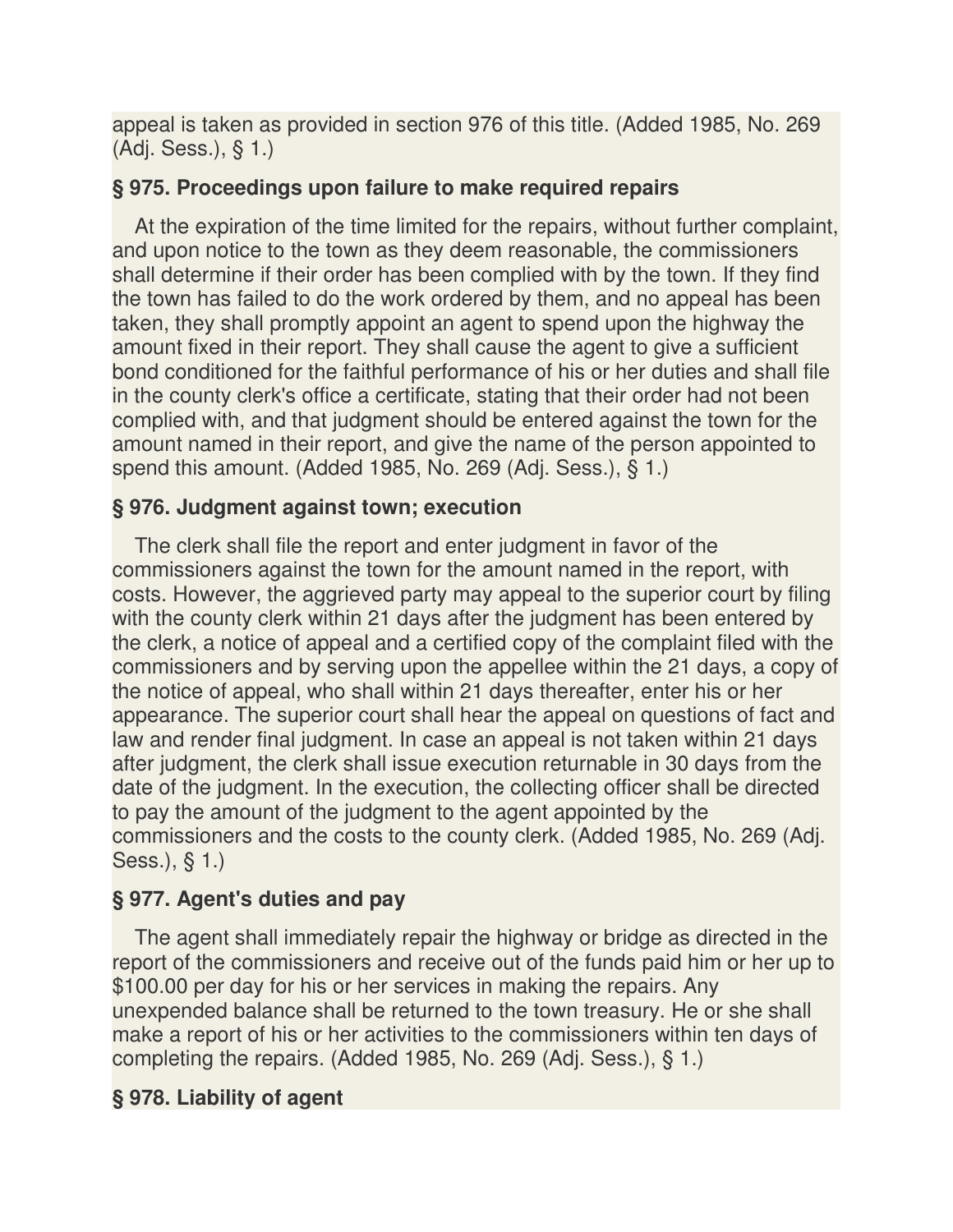appeal is taken as provided in section 976 of this title. (Added 1985, No. 269 (Adj. Sess.), § 1.)

### § 975. Proceedings upon failure to make required repairs

At the expiration of the time limited for the repairs, without further complaint, and upon notice to the town as they deem reasonable, the commissioners shall determine if their order has been complied with by the town. If they find the town has failed to do the work ordered by them, and no appeal has been taken, they shall promptly appoint an agent to spend upon the highway the amount fixed in their report. They shall cause the agent to give a sufficient bond conditioned for the faithful performance of his or her duties and shall file in the county clerk's office a certificate, stating that their order had not been complied with, and that judgment should be entered against the town for the amount named in their report, and give the name of the person appointed to spend this amount. (Added 1985, No. 269 (Adj. Sess.), § 1.)

### § 976. Judgment against town; execution

The clerk shall file the report and enter judgment in favor of the commissioners against the town for the amount named in the report, with costs. However, the aggrieved party may appeal to the superior court by filing with the county clerk within 21 days after the judgment has been entered by the clerk, a notice of appeal and a certified copy of the complaint filed with the commissioners and by serving upon the appellee within the 21 days, a copy of the notice of appeal, who shall within 21 days thereafter, enter his or her appearance. The superior court shall hear the appeal on questions of fact and law and render final judgment. In case an appeal is not taken within 21 days after judgment, the clerk shall issue execution returnable in 30 days from the date of the judgment. In the execution, the collecting officer shall be directed to pay the amount of the judgment to the agent appointed by the commissioners and the costs to the county clerk. (Added 1985, No. 269 (Adj. Sess.), § 1.)

### § 977. Agent's duties and pay

The agent shall immediately repair the highway or bridge as directed in the report of the commissioners and receive out of the funds paid him or her up to $100.00 per day for his or her services in making the repairs. Any unexpended balance shall be returned to the town treasury. He or she shall make a report of his or her activities to the commissioners within ten days of completing the repairs. (Added 1985, No. 269 (Adj. Sess.), § 1.)

### § 978. Liability of agent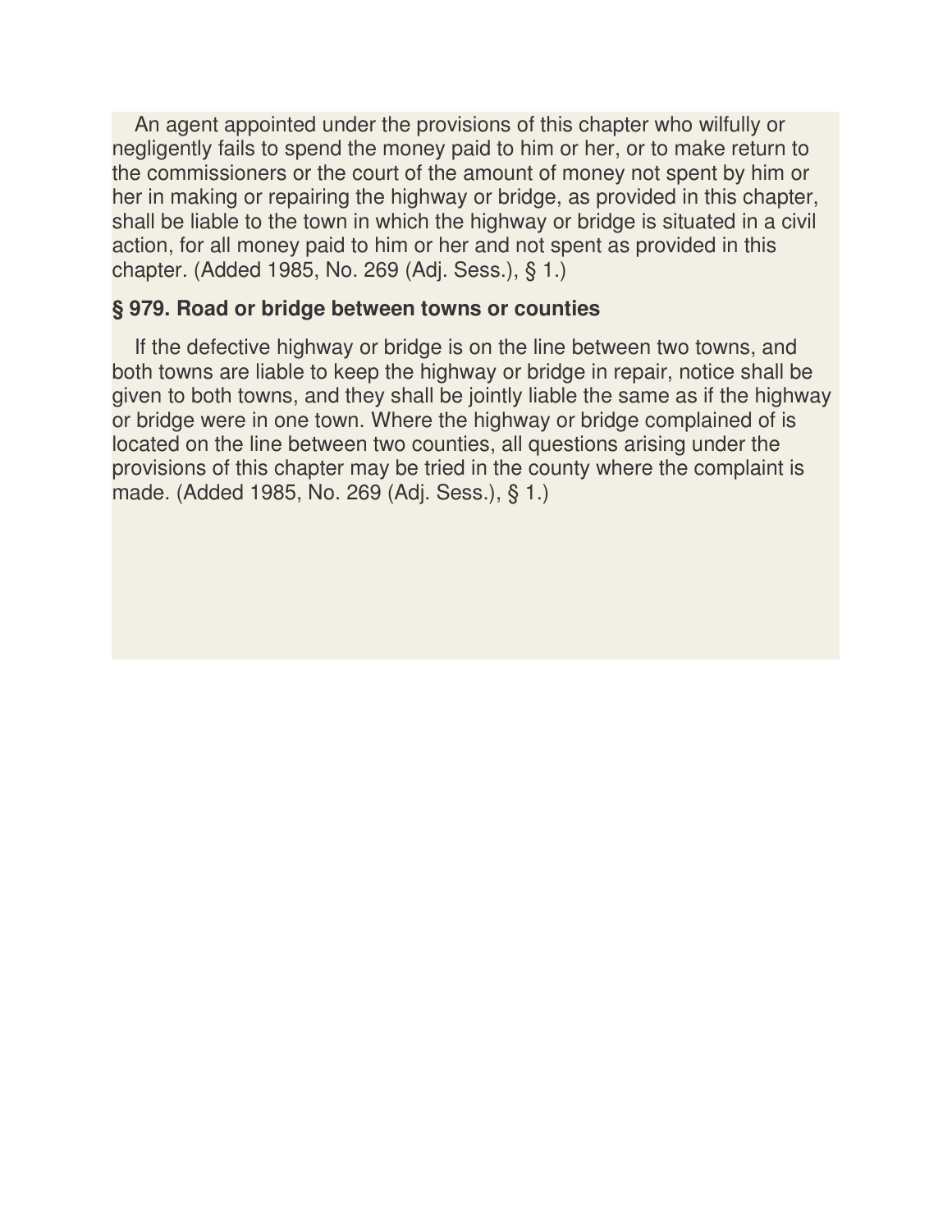An agent appointed under the provisions of this chapter who wilfully or negligently fails to spend the money paid to him or her, or to make return to the commissioners or the court of the amount of money not spent by him or her in making or repairing the highway or bridge, as provided in this chapter, shall be liable to the town in which the highway or bridge is situated in a civil action, for all money paid to him or her and not spent as provided in this chapter. (Added 1985, No. 269 (Adj. Sess.), § 1.)

**§ 979. Road or bridge between towns or counties**

If the defective highway or bridge is on the line between two towns, and both towns are liable to keep the highway or bridge in repair, notice shall be given to both towns, and they shall be jointly liable the same as if the highway or bridge were in one town. Where the highway or bridge complained of is located on the line between two counties, all questions arising under the provisions of this chapter may be tried in the county where the complaint is made. (Added 1985, No. 269 (Adj. Sess.), § 1.)